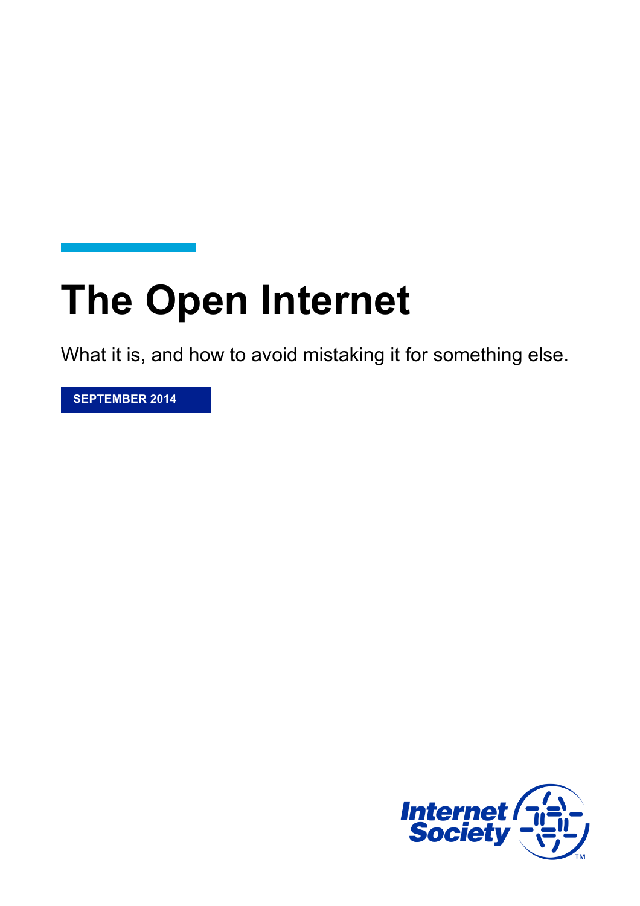# The Open Internet

What it is, and how to avoid mistaking it for something else.

**SEPTEMBER 2014**

Internet Society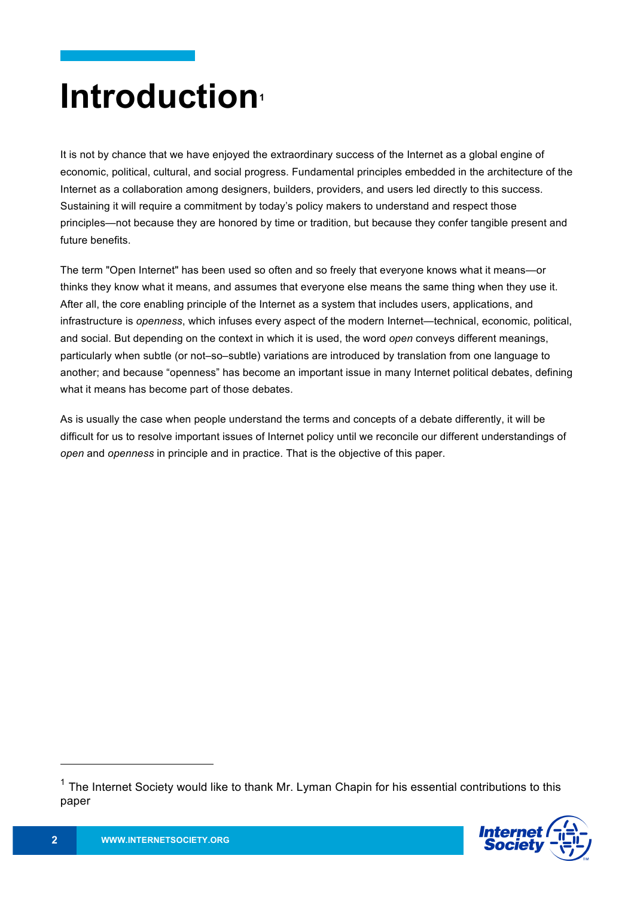# Introduction[1]

It is not by chance that we have enjoyed the extraordinary success of the Internet as a global engine of economic, political, cultural, and social progress. Fundamental principles embedded in the architecture of the Internet as a collaboration among designers, builders, providers, and users led directly to this success. Sustaining it will require a commitment by today's policy makers to understand and respect those principles—not because they are honored by time or tradition, but because they confer tangible present and future benefits.

The term "Open Internet" has been used so often and so freely that everyone knows what it means—or thinks they know what it means, and assumes that everyone else means the same thing when they use it. After all, the core enabling principle of the Internet as a system that includes users, applications, and infrastructure is *openness*, which infuses every aspect of the modern Internet—technical, economic, political, and social. But depending on the context in which it is used, the word *open* conveys different meanings, particularly when subtle (or not–so–subtle) variations are introduced by translation from one language to another; and because "openness" has become an important issue in many Internet political debates, defining what it means has become part of those debates.

As is usually the case when people understand the terms and concepts of a debate differently, it will be difficult for us to resolve important issues of Internet policy until we reconcile our different understandings of *open* and *openness* in principle and in practice. That is the objective of this paper.

---

[1] The Internet Society would like to thank Mr. Lyman Chapin for his essential contributions to this paper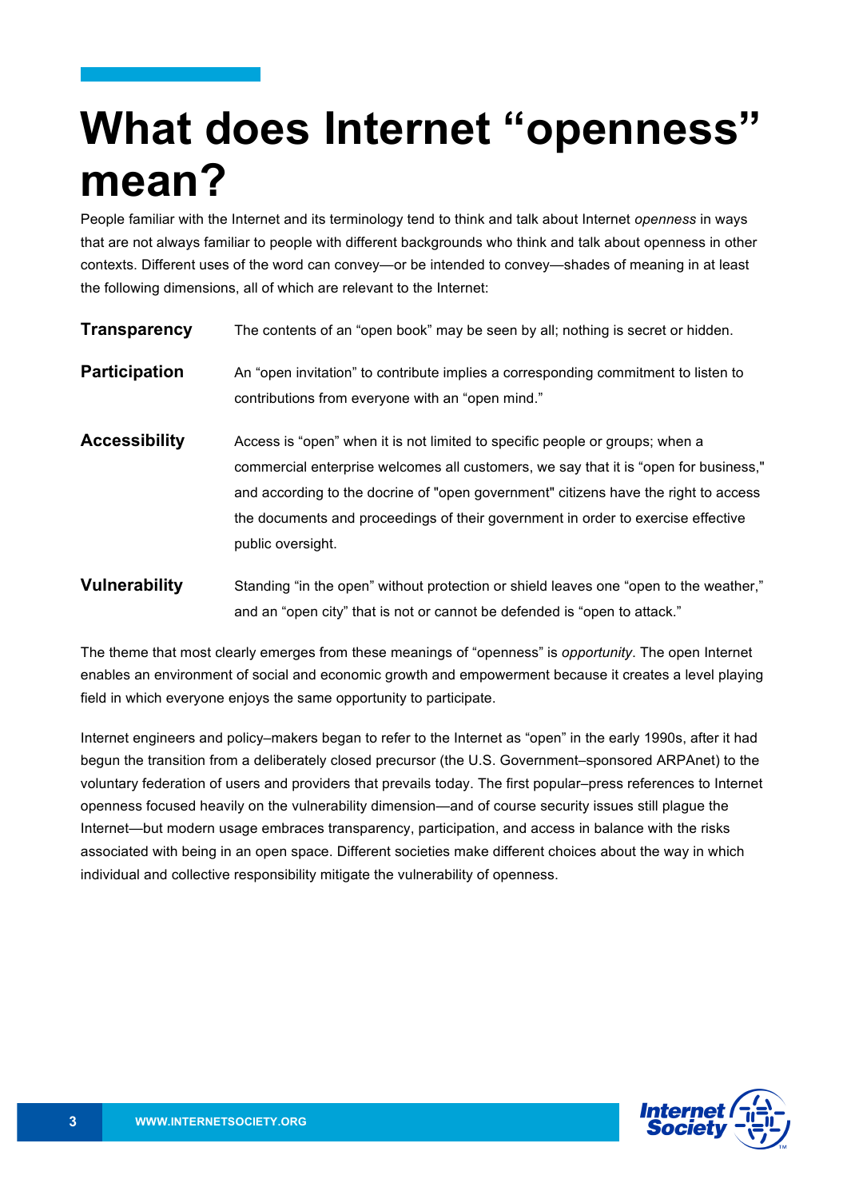# What does Internet "openness" mean?

People familiar with the Internet and its terminology tend to think and talk about Internet *openness* in ways that are not always familiar to people with different backgrounds who think and talk about openness in other contexts. Different uses of the word can convey—or be intended to convey—shades of meaning in at least the following dimensions, all of which are relevant to the Internet:

**Transparency** The contents of an "open book" may be seen by all; nothing is secret or hidden.

**Participation** An "open invitation" to contribute implies a corresponding commitment to listen to contributions from everyone with an "open mind."

**Accessibility** Access is "open" when it is not limited to specific people or groups; when a commercial enterprise welcomes all customers, we say that it is "open for business," and according to the docrine of "open government" citizens have the right to access the documents and proceedings of their government in order to exercise effective public oversight.

**Vulnerability** Standing "in the open" without protection or shield leaves one "open to the weather," and an "open city" that is not or cannot be defended is "open to attack."

The theme that most clearly emerges from these meanings of "openness" is *opportunity*. The open Internet enables an environment of social and economic growth and empowerment because it creates a level playing field in which everyone enjoys the same opportunity to participate.

Internet engineers and policy–makers began to refer to the Internet as "open" in the early 1990s, after it had begun the transition from a deliberately closed precursor (the U.S. Government–sponsored ARPAnet) to the voluntary federation of users and providers that prevails today. The first popular–press references to Internet openness focused heavily on the vulnerability dimension—and of course security issues still plague the Internet—but modern usage embraces transparency, participation, and access in balance with the risks associated with being in an open space. Different societies make different choices about the way in which individual and collective responsibility mitigate the vulnerability of openness.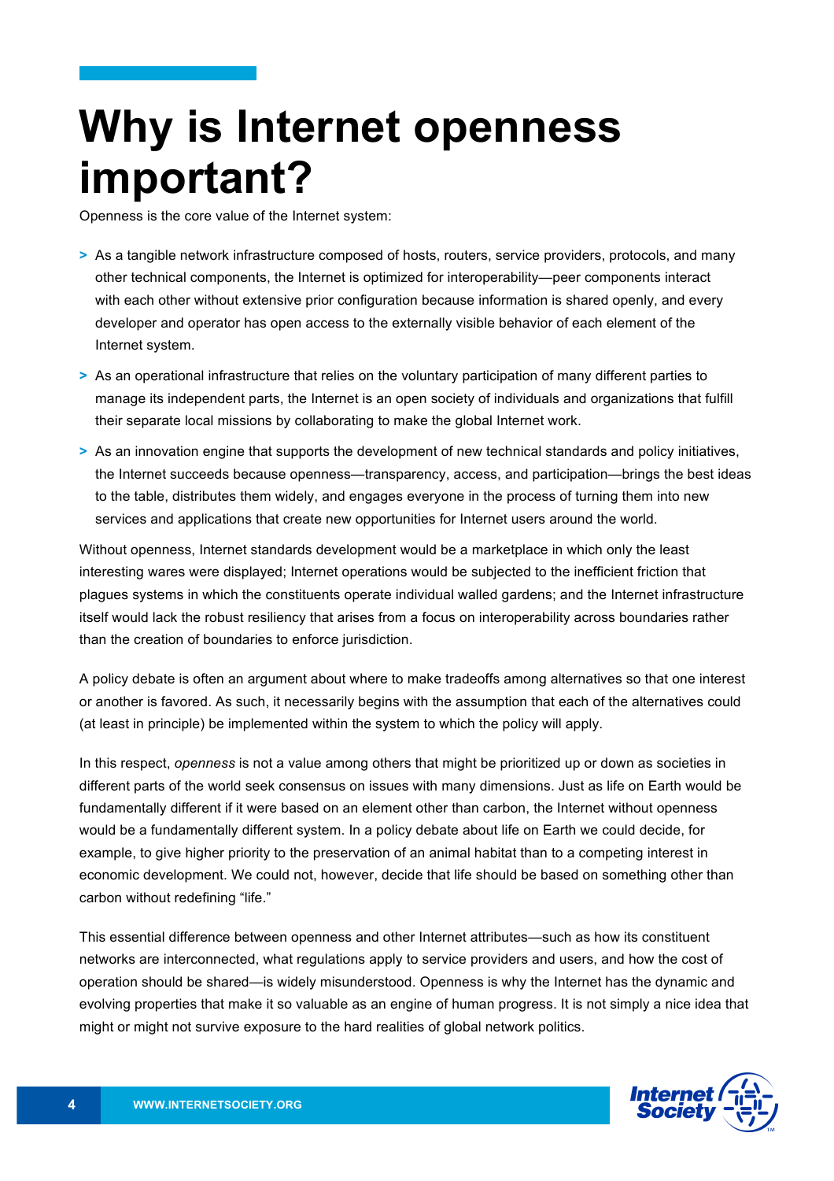# Why is Internet openness important?

Openness is the core value of the Internet system:

- As a tangible network infrastructure composed of hosts, routers, service providers, protocols, and many other technical components, the Internet is optimized for interoperability—peer components interact with each other without extensive prior configuration because information is shared openly, and every developer and operator has open access to the externally visible behavior of each element of the Internet system.
- As an operational infrastructure that relies on the voluntary participation of many different parties to manage its independent parts, the Internet is an open society of individuals and organizations that fulfill their separate local missions by collaborating to make the global Internet work.
- As an innovation engine that supports the development of new technical standards and policy initiatives, the Internet succeeds because openness—transparency, access, and participation—brings the best ideas to the table, distributes them widely, and engages everyone in the process of turning them into new services and applications that create new opportunities for Internet users around the world.

Without openness, Internet standards development would be a marketplace in which only the least interesting wares were displayed; Internet operations would be subjected to the inefficient friction that plagues systems in which the constituents operate individual walled gardens; and the Internet infrastructure itself would lack the robust resiliency that arises from a focus on interoperability across boundaries rather than the creation of boundaries to enforce jurisdiction.

A policy debate is often an argument about where to make tradeoffs among alternatives so that one interest or another is favored. As such, it necessarily begins with the assumption that each of the alternatives could (at least in principle) be implemented within the system to which the policy will apply.

In this respect, *openness* is not a value among others that might be prioritized up or down as societies in different parts of the world seek consensus on issues with many dimensions. Just as life on Earth would be fundamentally different if it were based on an element other than carbon, the Internet without openness would be a fundamentally different system. In a policy debate about life on Earth we could decide, for example, to give higher priority to the preservation of an animal habitat than to a competing interest in economic development. We could not, however, decide that life should be based on something other than carbon without redefining "life."

This essential difference between openness and other Internet attributes—such as how its constituent networks are interconnected, what regulations apply to service providers and users, and how the cost of operation should be shared—is widely misunderstood. Openness is why the Internet has the dynamic and evolving properties that make it so valuable as an engine of human progress. It is not simply a nice idea that might or might not survive exposure to the hard realities of global network politics.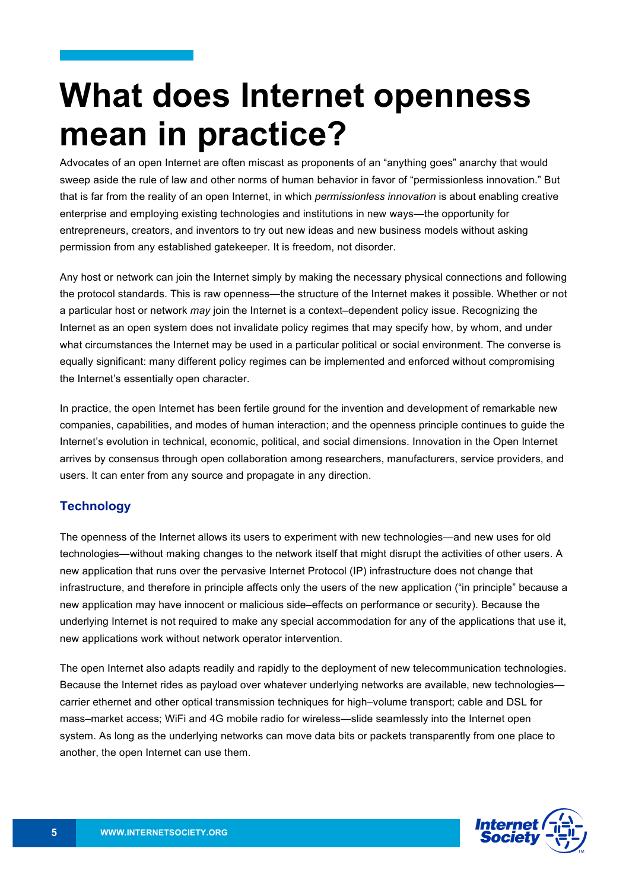# What does Internet openness mean in practice?

Advocates of an open Internet are often miscast as proponents of an "anything goes" anarchy that would sweep aside the rule of law and other norms of human behavior in favor of "permissionless innovation." But that is far from the reality of an open Internet, in which *permissionless innovation* is about enabling creative enterprise and employing existing technologies and institutions in new ways—the opportunity for entrepreneurs, creators, and inventors to try out new ideas and new business models without asking permission from any established gatekeeper. It is freedom, not disorder.

Any host or network can join the Internet simply by making the necessary physical connections and following the protocol standards. This is raw openness—the structure of the Internet makes it possible. Whether or not a particular host or network *may* join the Internet is a context–dependent policy issue. Recognizing the Internet as an open system does not invalidate policy regimes that may specify how, by whom, and under what circumstances the Internet may be used in a particular political or social environment. The converse is equally significant: many different policy regimes can be implemented and enforced without compromising the Internet's essentially open character.

In practice, the open Internet has been fertile ground for the invention and development of remarkable new companies, capabilities, and modes of human interaction; and the openness principle continues to guide the Internet's evolution in technical, economic, political, and social dimensions. Innovation in the Open Internet arrives by consensus through open collaboration among researchers, manufacturers, service providers, and users. It can enter from any source and propagate in any direction.

## Technology

The openness of the Internet allows its users to experiment with new technologies—and new uses for old technologies—without making changes to the network itself that might disrupt the activities of other users. A new application that runs over the pervasive Internet Protocol (IP) infrastructure does not change that infrastructure, and therefore in principle affects only the users of the new application ("in principle" because a new application may have innocent or malicious side–effects on performance or security). Because the underlying Internet is not required to make any special accommodation for any of the applications that use it, new applications work without network operator intervention.

The open Internet also adapts readily and rapidly to the deployment of new telecommunication technologies. Because the Internet rides as payload over whatever underlying networks are available, new technologies—carrier ethernet and other optical transmission techniques for high–volume transport; cable and DSL for mass–market access; WiFi and 4G mobile radio for wireless—slide seamlessly into the Internet open system. As long as the underlying networks can move data bits or packets transparently from one place to another, the open Internet can use them.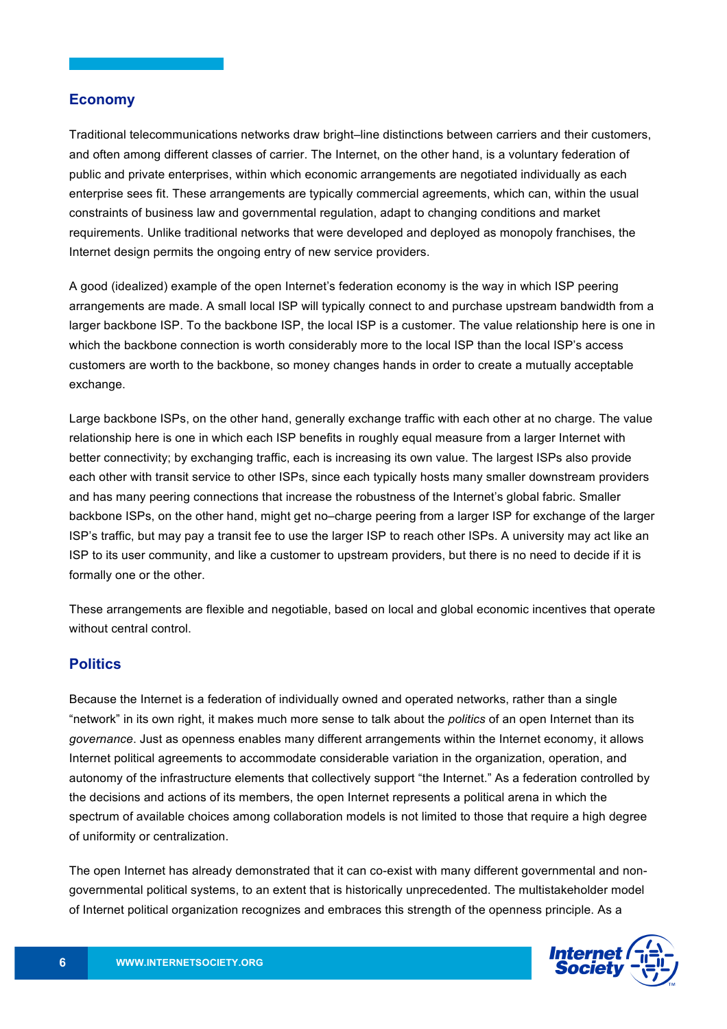## Economy

Traditional telecommunications networks draw bright–line distinctions between carriers and their customers, and often among different classes of carrier. The Internet, on the other hand, is a voluntary federation of public and private enterprises, within which economic arrangements are negotiated individually as each enterprise sees fit. These arrangements are typically commercial agreements, which can, within the usual constraints of business law and governmental regulation, adapt to changing conditions and market requirements. Unlike traditional networks that were developed and deployed as monopoly franchises, the Internet design permits the ongoing entry of new service providers.

A good (idealized) example of the open Internet's federation economy is the way in which ISP peering arrangements are made. A small local ISP will typically connect to and purchase upstream bandwidth from a larger backbone ISP. To the backbone ISP, the local ISP is a customer. The value relationship here is one in which the backbone connection is worth considerably more to the local ISP than the local ISP's access customers are worth to the backbone, so money changes hands in order to create a mutually acceptable exchange.

Large backbone ISPs, on the other hand, generally exchange traffic with each other at no charge. The value relationship here is one in which each ISP benefits in roughly equal measure from a larger Internet with better connectivity; by exchanging traffic, each is increasing its own value. The largest ISPs also provide each other with transit service to other ISPs, since each typically hosts many smaller downstream providers and has many peering connections that increase the robustness of the Internet's global fabric. Smaller backbone ISPs, on the other hand, might get no–charge peering from a larger ISP for exchange of the larger ISP's traffic, but may pay a transit fee to use the larger ISP to reach other ISPs. A university may act like an ISP to its user community, and like a customer to upstream providers, but there is no need to decide if it is formally one or the other.

These arrangements are flexible and negotiable, based on local and global economic incentives that operate without central control.

## Politics

Because the Internet is a federation of individually owned and operated networks, rather than a single "network" in its own right, it makes much more sense to talk about the *politics* of an open Internet than its *governance*. Just as openness enables many different arrangements within the Internet economy, it allows Internet political agreements to accommodate considerable variation in the organization, operation, and autonomy of the infrastructure elements that collectively support "the Internet." As a federation controlled by the decisions and actions of its members, the open Internet represents a political arena in which the spectrum of available choices among collaboration models is not limited to those that require a high degree of uniformity or centralization.

The open Internet has already demonstrated that it can co-exist with many different governmental and non-governmental political systems, to an extent that is historically unprecedented. The multistakeholder model of Internet political organization recognizes and embraces this strength of the openness principle. As a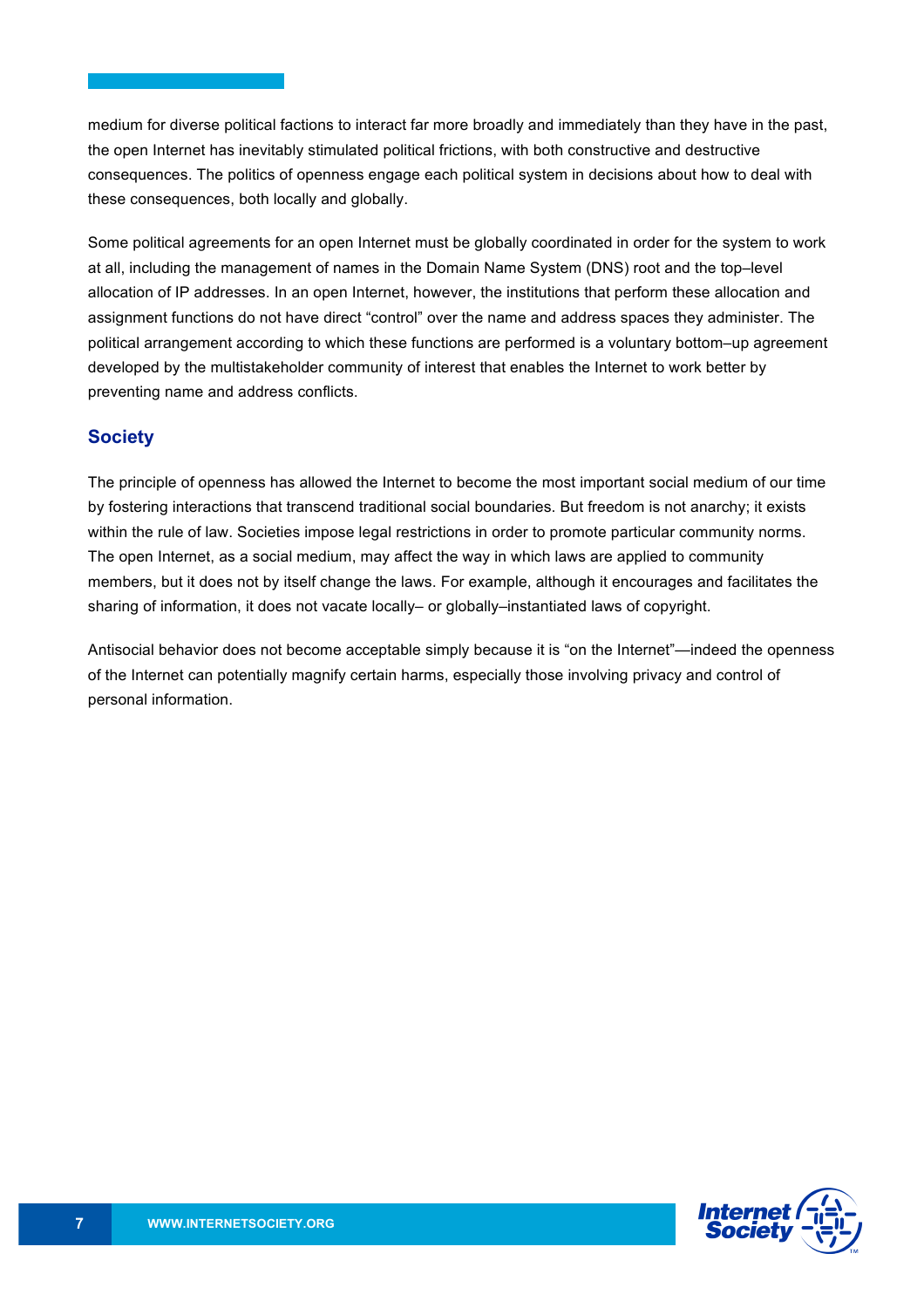medium for diverse political factions to interact far more broadly and immediately than they have in the past, the open Internet has inevitably stimulated political frictions, with both constructive and destructive consequences. The politics of openness engage each political system in decisions about how to deal with these consequences, both locally and globally.

Some political agreements for an open Internet must be globally coordinated in order for the system to work at all, including the management of names in the Domain Name System (DNS) root and the top–level allocation of IP addresses. In an open Internet, however, the institutions that perform these allocation and assignment functions do not have direct "control" over the name and address spaces they administer. The political arrangement according to which these functions are performed is a voluntary bottom–up agreement developed by the multistakeholder community of interest that enables the Internet to work better by preventing name and address conflicts.

## Society

The principle of openness has allowed the Internet to become the most important social medium of our time by fostering interactions that transcend traditional social boundaries. But freedom is not anarchy; it exists within the rule of law. Societies impose legal restrictions in order to promote particular community norms. The open Internet, as a social medium, may affect the way in which laws are applied to community members, but it does not by itself change the laws. For example, although it encourages and facilitates the sharing of information, it does not vacate locally– or globally–instantiated laws of copyright.

Antisocial behavior does not become acceptable simply because it is "on the Internet"—indeed the openness of the Internet can potentially magnify certain harms, especially those involving privacy and control of personal information.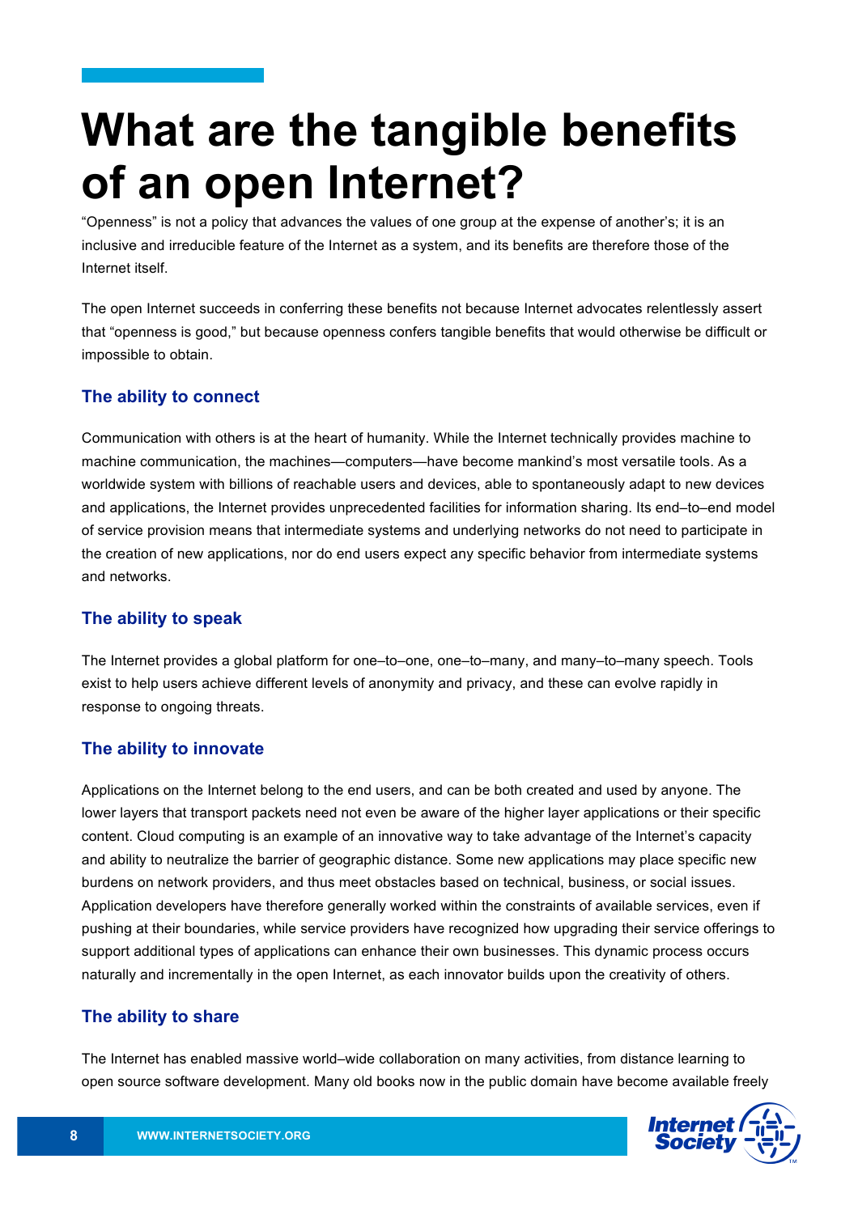# What are the tangible benefits of an open Internet?

"Openness" is not a policy that advances the values of one group at the expense of another's; it is an inclusive and irreducible feature of the Internet as a system, and its benefits are therefore those of the Internet itself.

The open Internet succeeds in conferring these benefits not because Internet advocates relentlessly assert that "openness is good," but because openness confers tangible benefits that would otherwise be difficult or impossible to obtain.

### The ability to connect

Communication with others is at the heart of humanity. While the Internet technically provides machine to machine communication, the machines—computers—have become mankind's most versatile tools. As a worldwide system with billions of reachable users and devices, able to spontaneously adapt to new devices and applications, the Internet provides unprecedented facilities for information sharing. Its end–to–end model of service provision means that intermediate systems and underlying networks do not need to participate in the creation of new applications, nor do end users expect any specific behavior from intermediate systems and networks.

### The ability to speak

The Internet provides a global platform for one–to–one, one–to–many, and many–to–many speech. Tools exist to help users achieve different levels of anonymity and privacy, and these can evolve rapidly in response to ongoing threats.

### The ability to innovate

Applications on the Internet belong to the end users, and can be both created and used by anyone. The lower layers that transport packets need not even be aware of the higher layer applications or their specific content. Cloud computing is an example of an innovative way to take advantage of the Internet's capacity and ability to neutralize the barrier of geographic distance. Some new applications may place specific new burdens on network providers, and thus meet obstacles based on technical, business, or social issues. Application developers have therefore generally worked within the constraints of available services, even if pushing at their boundaries, while service providers have recognized how upgrading their service offerings to support additional types of applications can enhance their own businesses. This dynamic process occurs naturally and incrementally in the open Internet, as each innovator builds upon the creativity of others.

### The ability to share

The Internet has enabled massive world–wide collaboration on many activities, from distance learning to open source software development. Many old books now in the public domain have become available freely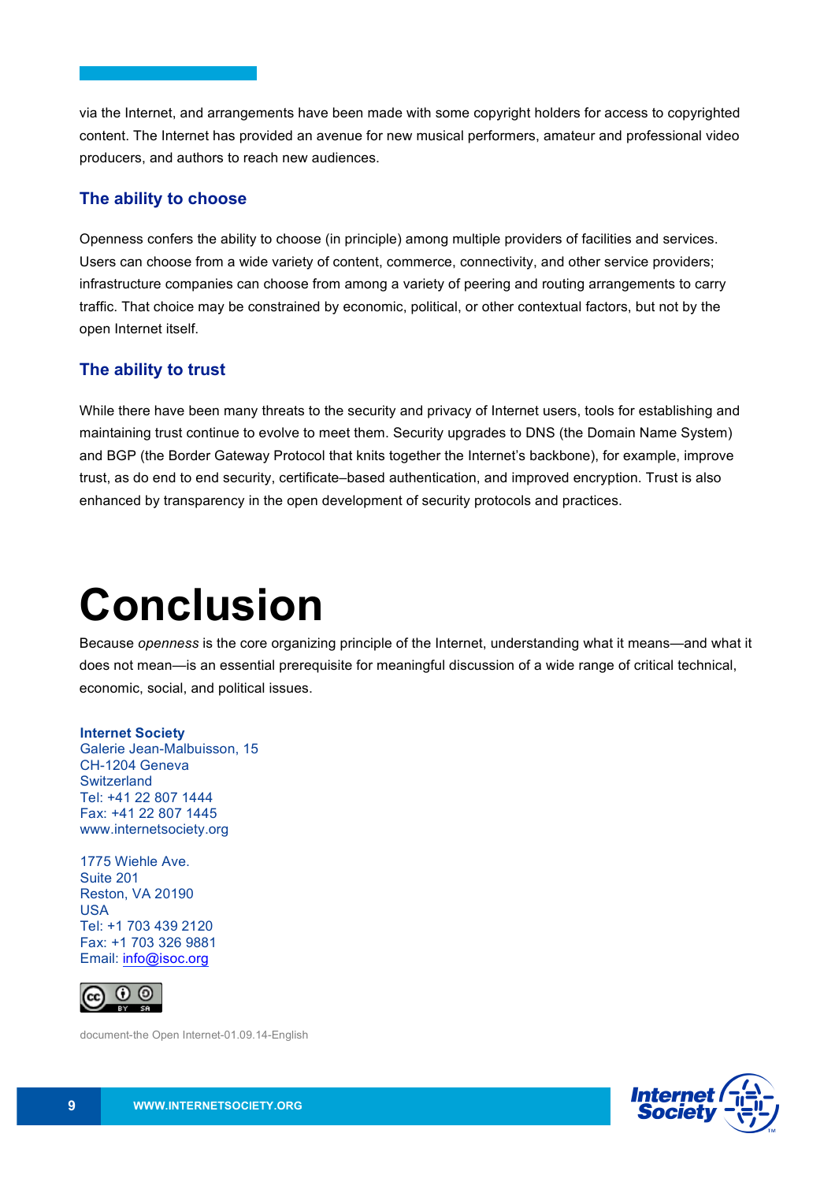via the Internet, and arrangements have been made with some copyright holders for access to copyrighted content. The Internet has provided an avenue for new musical performers, amateur and professional video producers, and authors to reach new audiences.

### The ability to choose

Openness confers the ability to choose (in principle) among multiple providers of facilities and services. Users can choose from a wide variety of content, commerce, connectivity, and other service providers; infrastructure companies can choose from among a variety of peering and routing arrangements to carry traffic. That choice may be constrained by economic, political, or other contextual factors, but not by the open Internet itself.

### The ability to trust

While there have been many threats to the security and privacy of Internet users, tools for establishing and maintaining trust continue to evolve to meet them. Security upgrades to DNS (the Domain Name System) and BGP (the Border Gateway Protocol that knits together the Internet's backbone), for example, improve trust, as do end to end security, certificate–based authentication, and improved encryption. Trust is also enhanced by transparency in the open development of security protocols and practices.

# Conclusion

Because *openness* is the core organizing principle of the Internet, understanding what it means—and what it does not mean—is an essential prerequisite for meaningful discussion of a wide range of critical technical, economic, social, and political issues.

**Internet Society**
Galerie Jean-Malbuisson, 15
CH-1204 Geneva
Switzerland
Tel: +41 22 807 1444
Fax: +41 22 807 1445
www.internetsociety.org

1775 Wiehle Ave.
Suite 201
Reston, VA 20190
USA
Tel: +1 703 439 2120
Fax: +1 703 326 9881
Email: info@isoc.org

document-the Open Internet-01.09.14-English